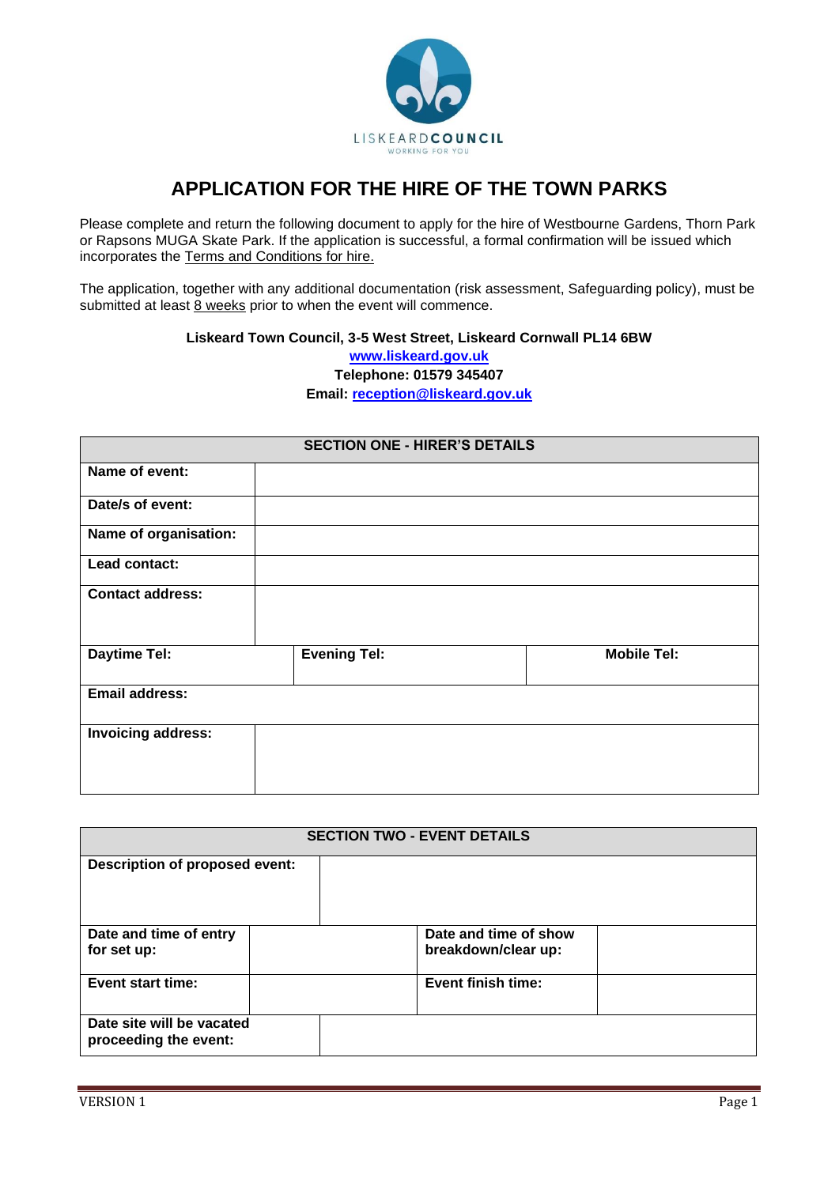LISKEARD COUNCIL
WORKING FOR YOU

# APPLICATION FOR THE HIRE OF THE TOWN PARKS

Please complete and return the following document to apply for the hire of Westbourne Gardens, Thorn Park or Rapsons MUGA Skate Park. If the application is successful, a formal confirmation will be issued which incorporates the Terms and Conditions for hire.

The application, together with any additional documentation (risk assessment, Safeguarding policy), must be submitted at least 8 weeks prior to when the event will commence.

**Liskeard Town Council, 3-5 West Street, Liskeard Cornwall PL14 6BW**
**www.liskeard.gov.uk**
**Telephone: 01579 345407**
**Email: reception@liskeard.gov.uk**

| **SECTION ONE - HIRER'S DETAILS** | | |
|---|---|---|
| **Name of event:** | | |
| **Date/s of event:** | | |
| **Name of organisation:** | | |
| **Lead contact:** | | |
| **Contact address:** | | |
| **Daytime Tel:** | **Evening Tel:** | **Mobile Tel:** |
| **Email address:** | | |
| **Invoicing address:** | | |

| **SECTION TWO - EVENT DETAILS** | | | |
|---|---|---|---|
| **Description of proposed event:** | | | |
| **Date and time of entry for set up:** | | **Date and time of show breakdown/clear up:** | |
| **Event start time:** | | **Event finish time:** | |
| **Date site will be vacated proceeding the event:** | | | |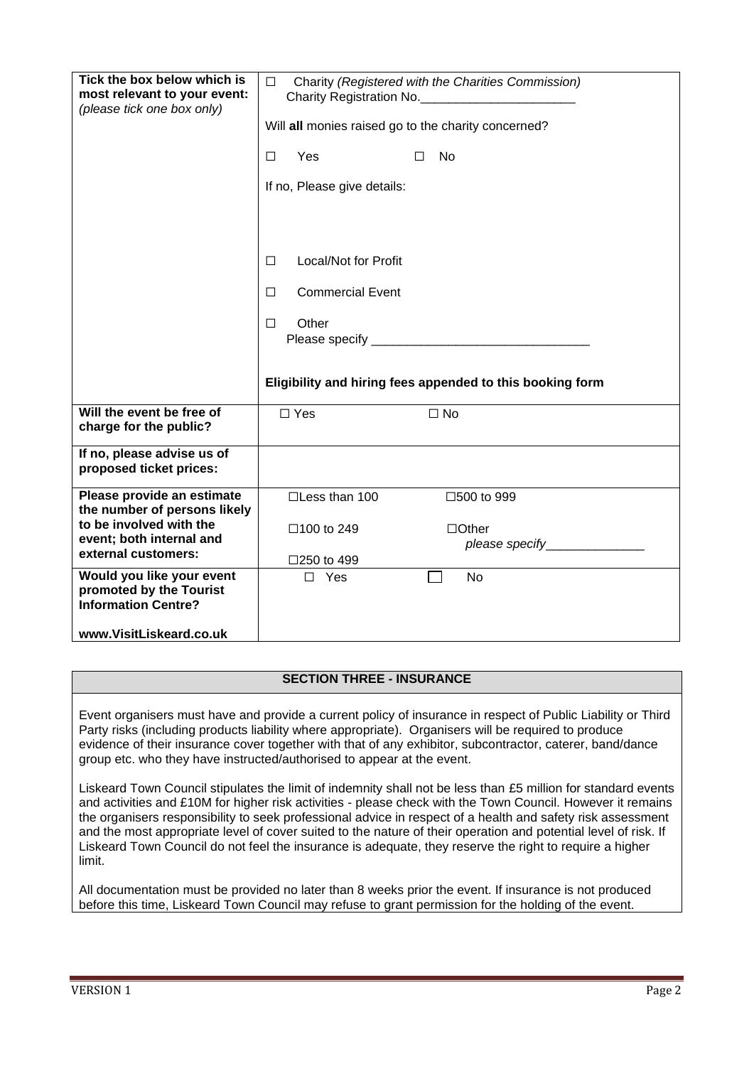| | |
|---|---|
| **Tick the box below which is most relevant to your event:** *(please tick one box only)* | ☐ Charity *(Registered with the Charities Commission)* Charity Registration No.______________________<br><br>Will **all** monies raised go to the charity concerned?<br><br>☐ Yes ☐ No<br><br>If no, Please give details:<br><br>☐ Local/Not for Profit<br><br>☐ Commercial Event<br><br>☐ Other Please specify ______________________________<br><br>**Eligibility and hiring fees appended to this booking form** |
| **Will the event be free of charge for the public?** | ☐ Yes ☐ No |
| **If no, please advise us of proposed ticket prices:** | |
| **Please provide an estimate the number of persons likely to be involved with the event; both internal and external customers:** | ☐Less than 100 ☐500 to 999<br>☐100 to 249 ☐Other *please specify*______________<br>☐250 to 499 |
| **Would you like your event promoted by the Tourist Information Centre?**<br><br>**www.VisitLiskeard.co.uk** | ☐ Yes ☐ No |

## SECTION THREE - INSURANCE

Event organisers must have and provide a current policy of insurance in respect of Public Liability or Third Party risks (including products liability where appropriate). Organisers will be required to produce evidence of their insurance cover together with that of any exhibitor, subcontractor, caterer, band/dance group etc. who they have instructed/authorised to appear at the event.

Liskeard Town Council stipulates the limit of indemnity shall not be less than £5 million for standard events and activities and £10M for higher risk activities - please check with the Town Council. However it remains the organisers responsibility to seek professional advice in respect of a health and safety risk assessment and the most appropriate level of cover suited to the nature of their operation and potential level of risk. If Liskeard Town Council do not feel the insurance is adequate, they reserve the right to require a higher limit.

All documentation must be provided no later than 8 weeks prior the event. If insurance is not produced before this time, Liskeard Town Council may refuse to grant permission for the holding of the event.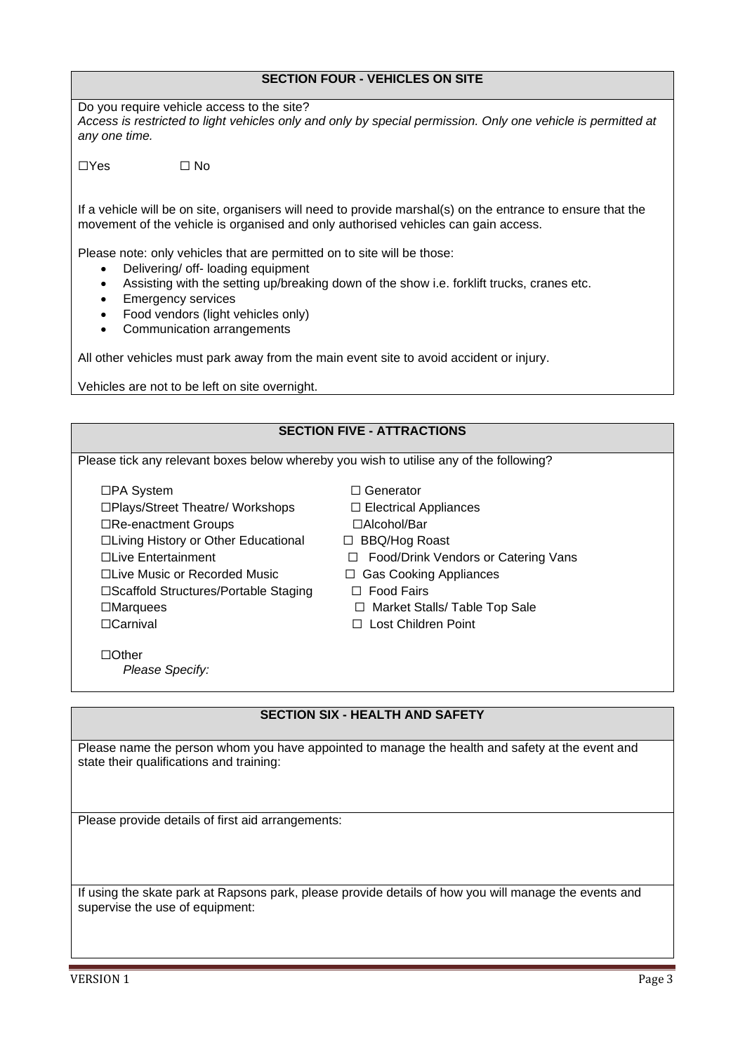## SECTION FOUR - VEHICLES ON SITE

Do you require vehicle access to the site?
*Access is restricted to light vehicles only and only by special permission. Only one vehicle is permitted at any one time.*

☐Yes ☐ No

If a vehicle will be on site, organisers will need to provide marshal(s) on the entrance to ensure that the movement of the vehicle is organised and only authorised vehicles can gain access.

Please note: only vehicles that are permitted on to site will be those:

- Delivering/ off- loading equipment
- Assisting with the setting up/breaking down of the show i.e. forklift trucks, cranes etc.
- Emergency services
- Food vendors (light vehicles only)
- Communication arrangements

All other vehicles must park away from the main event site to avoid accident or injury.

Vehicles are not to be left on site overnight.

## SECTION FIVE - ATTRACTIONS

Please tick any relevant boxes below whereby you wish to utilise any of the following?

☐PA System
☐Plays/Street Theatre/ Workshops
☐Re-enactment Groups
☐Living History or Other Educational
☐Live Entertainment
☐Live Music or Recorded Music
☐Scaffold Structures/Portable Staging
☐Marquees
☐Carnival

☐ Generator
☐ Electrical Appliances
☐Alcohol/Bar
☐ BBQ/Hog Roast
☐ Food/Drink Vendors or Catering Vans
☐ Gas Cooking Appliances
☐ Food Fairs
☐ Market Stalls/ Table Top Sale
☐ Lost Children Point

☐Other
*Please Specify:*

## SECTION SIX - HEALTH AND SAFETY

Please name the person whom you have appointed to manage the health and safety at the event and state their qualifications and training:

Please provide details of first aid arrangements:

If using the skate park at Rapsons park, please provide details of how you will manage the events and supervise the use of equipment: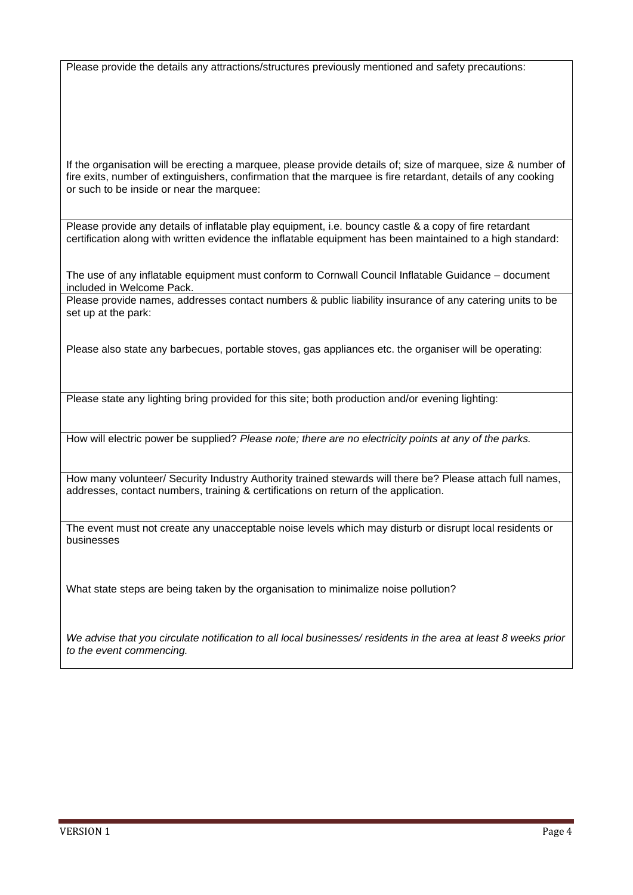Please provide the details any attractions/structures previously mentioned and safety precautions:

If the organisation will be erecting a marquee, please provide details of; size of marquee, size & number of fire exits, number of extinguishers, confirmation that the marquee is fire retardant, details of any cooking or such to be inside or near the marquee:

---

Please provide any details of inflatable play equipment, i.e. bouncy castle & a copy of fire retardant certification along with written evidence the inflatable equipment has been maintained to a high standard:

The use of any inflatable equipment must conform to Cornwall Council Inflatable Guidance – document included in Welcome Pack.

---

Please provide names, addresses contact numbers & public liability insurance of any catering units to be set up at the park:

Please also state any barbecues, portable stoves, gas appliances etc. the organiser will be operating:

---

Please state any lighting bring provided for this site; both production and/or evening lighting:

---

How will electric power be supplied? *Please note; there are no electricity points at any of the parks.*

---

How many volunteer/ Security Industry Authority trained stewards will there be? Please attach full names, addresses, contact numbers, training & certifications on return of the application.

---

The event must not create any unacceptable noise levels which may disturb or disrupt local residents or businesses

What state steps are being taken by the organisation to minimalize noise pollution?

*We advise that you circulate notification to all local businesses/ residents in the area at least 8 weeks prior to the event commencing.*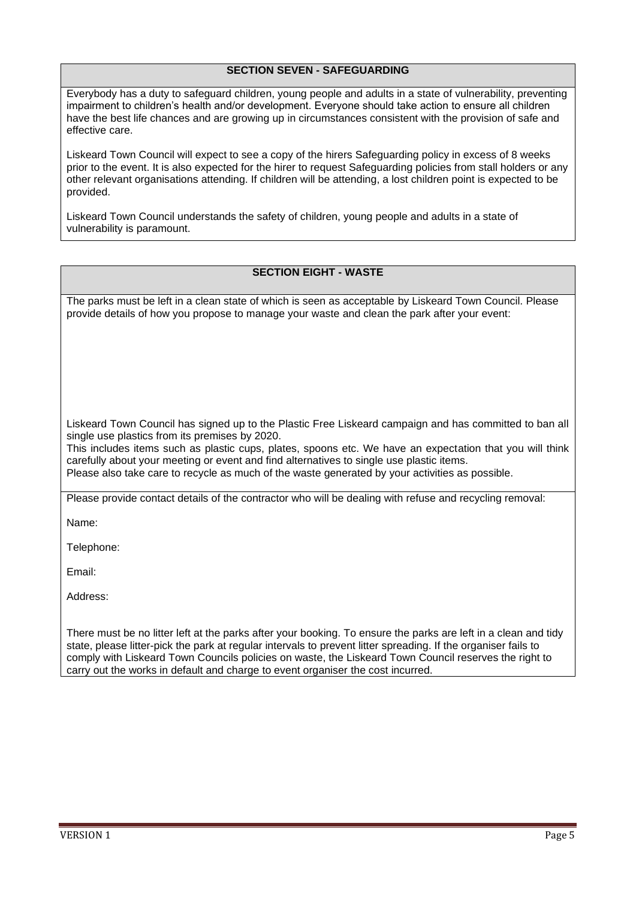## SECTION SEVEN - SAFEGUARDING

Everybody has a duty to safeguard children, young people and adults in a state of vulnerability, preventing impairment to children's health and/or development. Everyone should take action to ensure all children have the best life chances and are growing up in circumstances consistent with the provision of safe and effective care.

Liskeard Town Council will expect to see a copy of the hirers Safeguarding policy in excess of 8 weeks prior to the event. It is also expected for the hirer to request Safeguarding policies from stall holders or any other relevant organisations attending. If children will be attending, a lost children point is expected to be provided.

Liskeard Town Council understands the safety of children, young people and adults in a state of vulnerability is paramount.

## SECTION EIGHT - WASTE

The parks must be left in a clean state of which is seen as acceptable by Liskeard Town Council. Please provide details of how you propose to manage your waste and clean the park after your event:

Liskeard Town Council has signed up to the Plastic Free Liskeard campaign and has committed to ban all single use plastics from its premises by 2020.
This includes items such as plastic cups, plates, spoons etc. We have an expectation that you will think carefully about your meeting or event and find alternatives to single use plastic items.
Please also take care to recycle as much of the waste generated by your activities as possible.

Please provide contact details of the contractor who will be dealing with refuse and recycling removal:

Name:

Telephone:

Email:

Address:

There must be no litter left at the parks after your booking. To ensure the parks are left in a clean and tidy state, please litter-pick the park at regular intervals to prevent litter spreading. If the organiser fails to comply with Liskeard Town Councils policies on waste, the Liskeard Town Council reserves the right to carry out the works in default and charge to event organiser the cost incurred.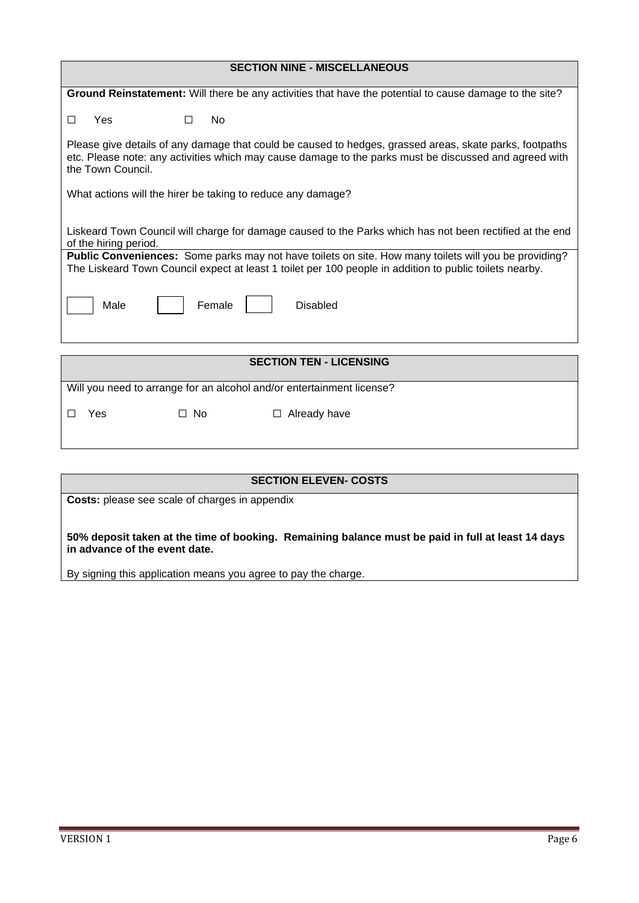## SECTION NINE - MISCELLANEOUS

**Ground Reinstatement:** Will there be any activities that have the potential to cause damage to the site?

☐ Yes ☐ No

Please give details of any damage that could be caused to hedges, grassed areas, skate parks, footpaths etc. Please note: any activities which may cause damage to the parks must be discussed and agreed with the Town Council.

What actions will the hirer be taking to reduce any damage?

Liskeard Town Council will charge for damage caused to the Parks which has not been rectified at the end of the hiring period.

**Public Conveniences:** Some parks may not have toilets on site. How many toilets will you be providing? The Liskeard Town Council expect at least 1 toilet per 100 people in addition to public toilets nearby.

☐ Male ☐ Female ☐ Disabled

## SECTION TEN - LICENSING

Will you need to arrange for an alcohol and/or entertainment license?

☐ Yes ☐ No ☐ Already have

## SECTION ELEVEN- COSTS

**Costs:** please see scale of charges in appendix

**50% deposit taken at the time of booking. Remaining balance must be paid in full at least 14 days in advance of the event date.**

By signing this application means you agree to pay the charge.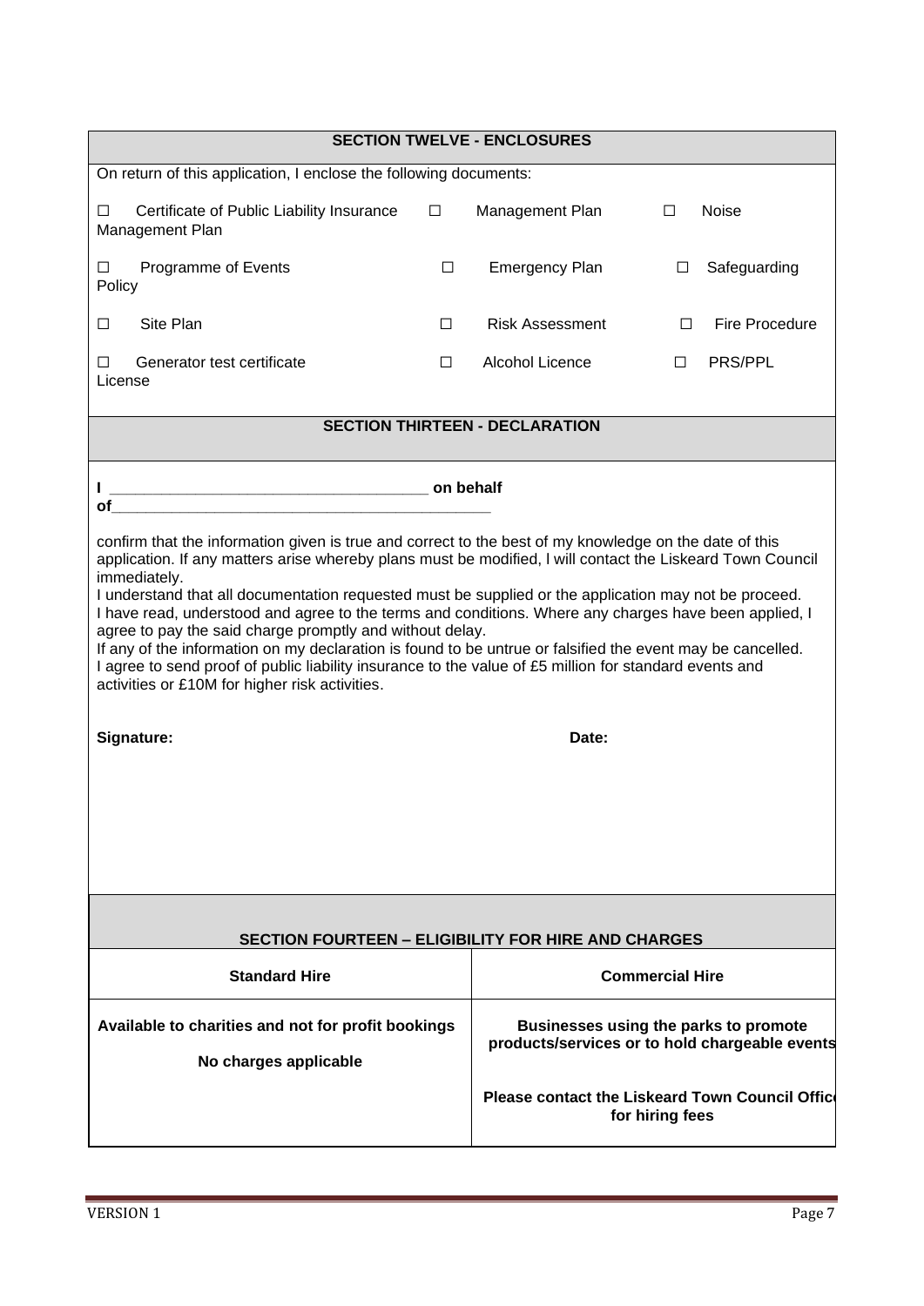## SECTION TWELVE - ENCLOSURES

On return of this application, I enclose the following documents:

| | | |
|---|---|---|
| ☐ Certificate of Public Liability Insurance | ☐ Management Plan | ☐ Noise Management Plan |
| ☐ Programme of Events | ☐ Emergency Plan | ☐ Safeguarding Policy |
| ☐ Site Plan | ☐ Risk Assessment | ☐ Fire Procedure |
| ☐ Generator test certificate | ☐ Alcohol Licence | ☐ PRS/PPL License |

## SECTION THIRTEEN - DECLARATION

**I \_\_\_\_\_\_\_\_\_\_\_\_\_\_\_\_\_\_\_\_\_\_\_\_\_\_\_\_\_\_\_\_\_\_\_\_\_ on behalf of\_\_\_\_\_\_\_\_\_\_\_\_\_\_\_\_\_\_\_\_\_\_\_\_\_\_\_\_\_\_\_\_\_\_\_\_\_\_\_\_\_\_\_\_**

confirm that the information given is true and correct to the best of my knowledge on the date of this application. If any matters arise whereby plans must be modified, I will contact the Liskeard Town Council immediately.
I understand that all documentation requested must be supplied or the application may not be proceed.
I have read, understood and agree to the terms and conditions. Where any charges have been applied, I agree to pay the said charge promptly and without delay.
If any of the information on my declaration is found to be untrue or falsified the event may be cancelled.
I agree to send proof of public liability insurance to the value of £5 million for standard events and activities or £10M for higher risk activities.

**Signature:** **Date:**

## SECTION FOURTEEN – ELIGIBILITY FOR HIRE AND CHARGES

| Standard Hire | Commercial Hire |
|---|---|
| **Available to charities and not for profit bookings**<br>**No charges applicable** | **Businesses using the parks to promote products/services or to hold chargeable events**<br>**Please contact the Liskeard Town Council Office for hiring fees** |